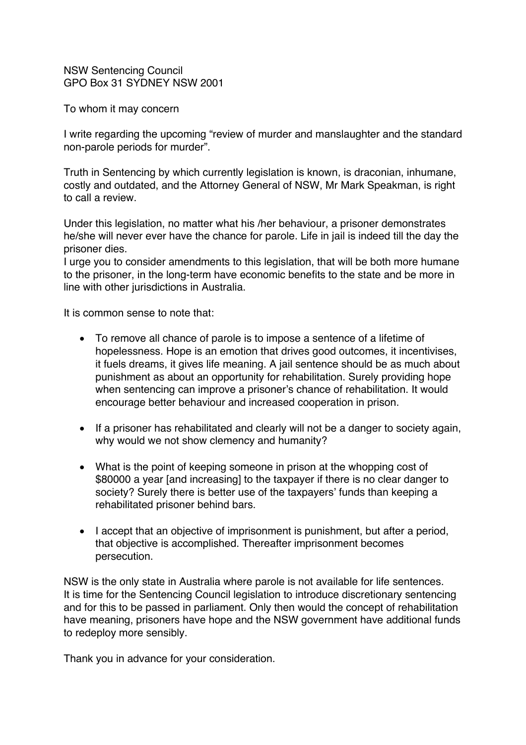NSW Sentencing Council
GPO Box 31 SYDNEY NSW 2001

To whom it may concern

I write regarding the upcoming "review of murder and manslaughter and the standard non-parole periods for murder".

Truth in Sentencing by which currently legislation is known, is draconian, inhumane, costly and outdated, and the Attorney General of NSW, Mr Mark Speakman, is right to call a review.

Under this legislation, no matter what his /her behaviour, a prisoner demonstrates he/she will never ever have the chance for parole. Life in jail is indeed till the day the prisoner dies.
I urge you to consider amendments to this legislation, that will be both more humane to the prisoner, in the long-term have economic benefits to the state and be more in line with other jurisdictions in Australia.

It is common sense to note that:

- To remove all chance of parole is to impose a sentence of a lifetime of hopelessness. Hope is an emotion that drives good outcomes, it incentivises, it fuels dreams, it gives life meaning. A jail sentence should be as much about punishment as about an opportunity for rehabilitation. Surely providing hope when sentencing can improve a prisoner's chance of rehabilitation. It would encourage better behaviour and increased cooperation in prison.

- If a prisoner has rehabilitated and clearly will not be a danger to society again, why would we not show clemency and humanity?

- What is the point of keeping someone in prison at the whopping cost of $80000 a year [and increasing] to the taxpayer if there is no clear danger to society? Surely there is better use of the taxpayers' funds than keeping a rehabilitated prisoner behind bars.

- I accept that an objective of imprisonment is punishment, but after a period, that objective is accomplished. Thereafter imprisonment becomes persecution.

NSW is the only state in Australia where parole is not available for life sentences.
It is time for the Sentencing Council legislation to introduce discretionary sentencing and for this to be passed in parliament. Only then would the concept of rehabilitation have meaning, prisoners have hope and the NSW government have additional funds to redeploy more sensibly.

Thank you in advance for your consideration.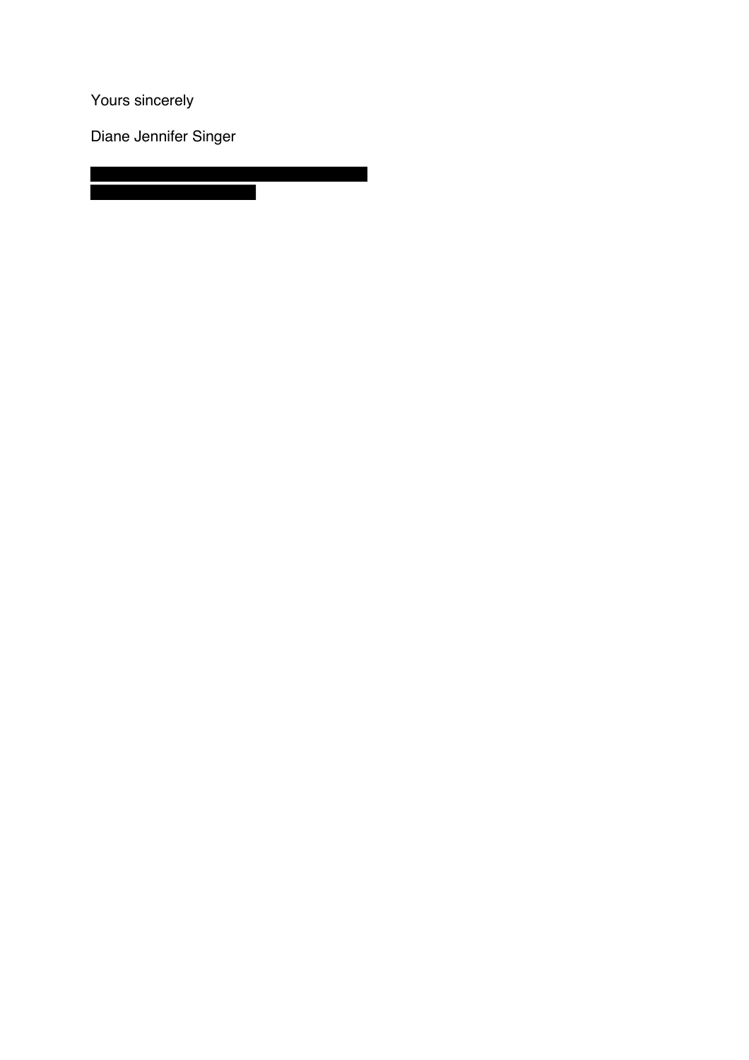Yours sincerely

Diane Jennifer Singer